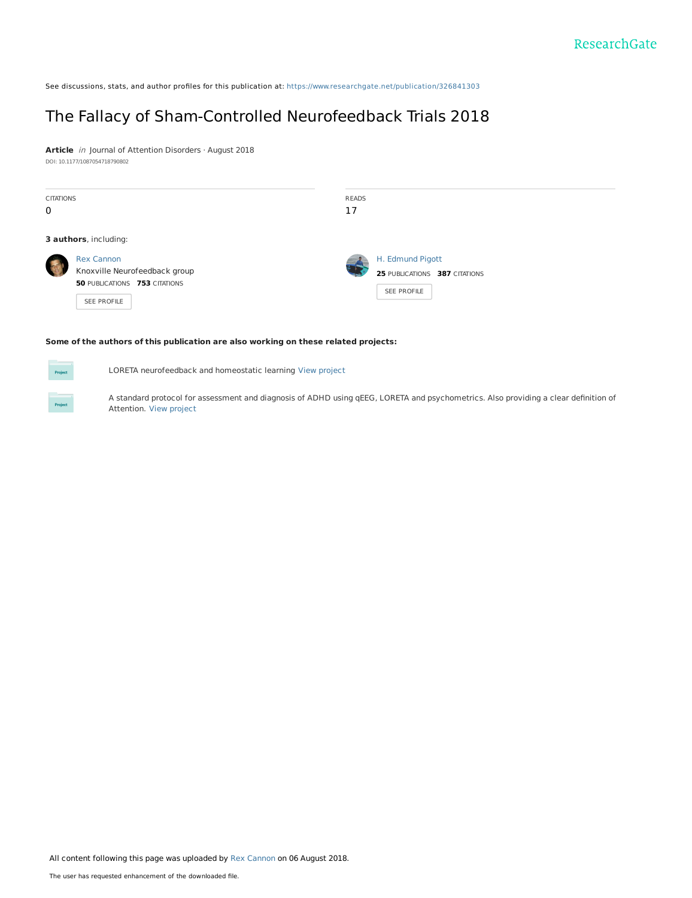See discussions, stats, and author profiles for this publication at: https://www.researchgate.net/publication/326841303

# The Fallacy of Sham-Controlled Neurofeedback Trials 2018

**Article** *in* Journal of Attention Disorders · August 2018

DOI: 10.1177/1087054718790802

| CITATIONS | READS |
|---|---|
| 0 | 17 |

**3 authors**, including:

Rex Cannon
Knoxville Neurofeedback group
**50** PUBLICATIONS **753** CITATIONS
SEE PROFILE

H. Edmund Pigott
**25** PUBLICATIONS **387** CITATIONS
SEE PROFILE

**Some of the authors of this publication are also working on these related projects:**

Project: LORETA neurofeedback and homeostatic learning View project

Project: A standard protocol for assessment and diagnosis of ADHD using qEEG, LORETA and psychometrics. Also providing a clear definition of Attention. View project

All content following this page was uploaded by Rex Cannon on 06 August 2018.

The user has requested enhancement of the downloaded file.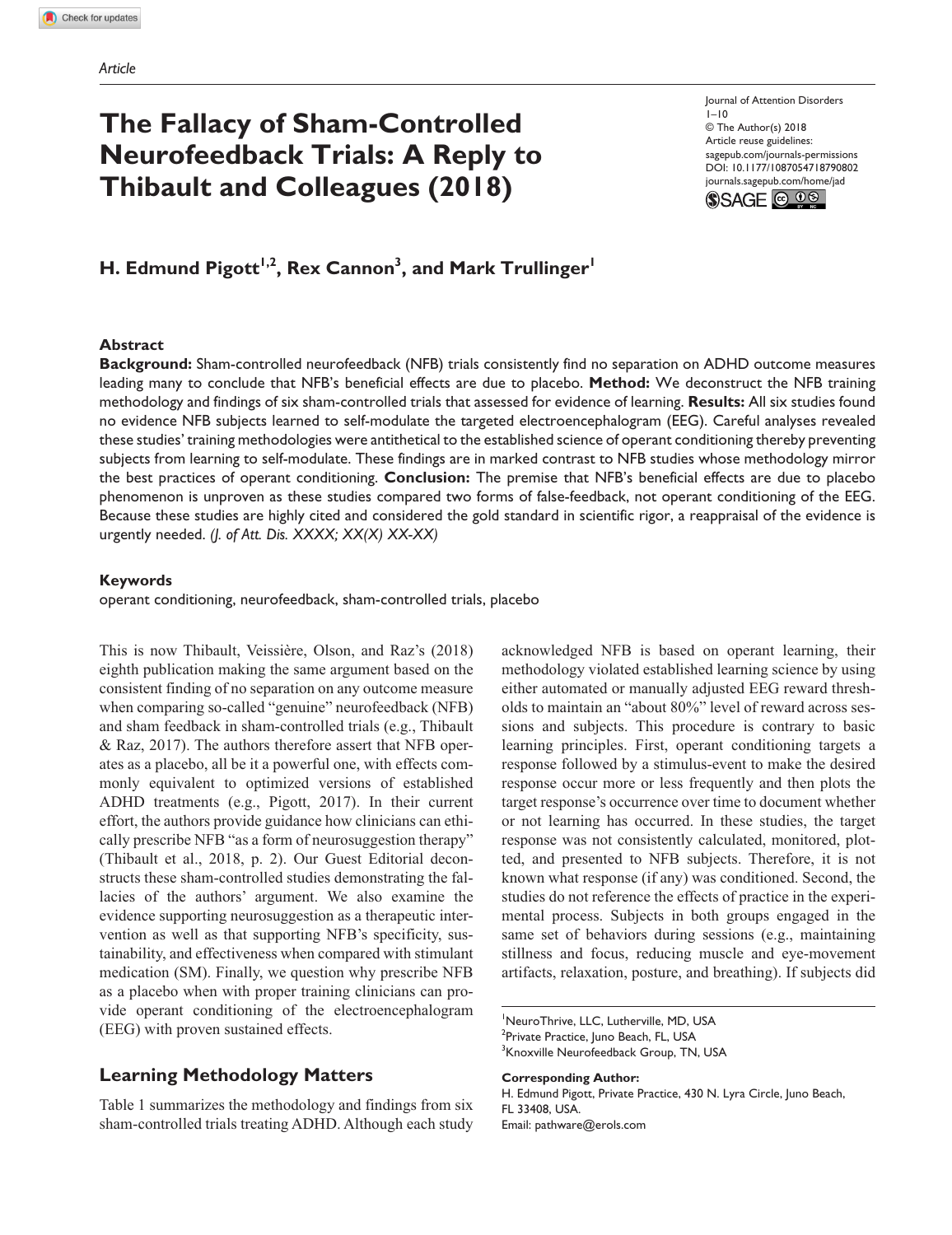Article

# The Fallacy of Sham-Controlled Neurofeedback Trials: A Reply to Thibault and Colleagues (2018)

Journal of Attention Disorders
1–10
© The Author(s) 2018
Article reuse guidelines:
sagepub.com/journals-permissions
DOI: 10.1177/1087054718790802
journals.sagepub.com/home/jad

**H. Edmund Pigott[1,2], Rex Cannon[3], and Mark Trullinger[1]**

### Abstract

**Background:** Sham-controlled neurofeedback (NFB) trials consistently find no separation on ADHD outcome measures leading many to conclude that NFB's beneficial effects are due to placebo. **Method:** We deconstruct the NFB training methodology and findings of six sham-controlled trials that assessed for evidence of learning. **Results:** All six studies found no evidence NFB subjects learned to self-modulate the targeted electroencephalogram (EEG). Careful analyses revealed these studies' training methodologies were antithetical to the established science of operant conditioning thereby preventing subjects from learning to self-modulate. These findings are in marked contrast to NFB studies whose methodology mirror the best practices of operant conditioning. **Conclusion:** The premise that NFB's beneficial effects are due to placebo phenomenon is unproven as these studies compared two forms of false-feedback, not operant conditioning of the EEG. Because these studies are highly cited and considered the gold standard in scientific rigor, a reappraisal of the evidence is urgently needed. *(J. of Att. Dis. XXXX; XX(X) XX-XX)*

### Keywords

operant conditioning, neurofeedback, sham-controlled trials, placebo

This is now Thibault, Veissière, Olson, and Raz's (2018) eighth publication making the same argument based on the consistent finding of no separation on any outcome measure when comparing so-called "genuine" neurofeedback (NFB) and sham feedback in sham-controlled trials (e.g., Thibault & Raz, 2017). The authors therefore assert that NFB operates as a placebo, all be it a powerful one, with effects commonly equivalent to optimized versions of established ADHD treatments (e.g., Pigott, 2017). In their current effort, the authors provide guidance how clinicians can ethically prescribe NFB "as a form of neurosuggestion therapy" (Thibault et al., 2018, p. 2). Our Guest Editorial deconstructs these sham-controlled studies demonstrating the fallacies of the authors' argument. We also examine the evidence supporting neurosuggestion as a therapeutic intervention as well as that supporting NFB's specificity, sustainability, and effectiveness when compared with stimulant medication (SM). Finally, we question why prescribe NFB as a placebo when with proper training clinicians can provide operant conditioning of the electroencephalogram (EEG) with proven sustained effects.

## Learning Methodology Matters

Table 1 summarizes the methodology and findings from six sham-controlled trials treating ADHD. Although each study acknowledged NFB is based on operant learning, their methodology violated established learning science by using either automated or manually adjusted EEG reward thresholds to maintain an "about 80%" level of reward across sessions and subjects. This procedure is contrary to basic learning principles. First, operant conditioning targets a response followed by a stimulus-event to make the desired response occur more or less frequently and then plots the target response's occurrence over time to document whether or not learning has occurred. In these studies, the target response was not consistently calculated, monitored, plotted, and presented to NFB subjects. Therefore, it is not known what response (if any) was conditioned. Second, the studies do not reference the effects of practice in the experimental process. Subjects in both groups engaged in the same set of behaviors during sessions (e.g., maintaining stillness and focus, reducing muscle and eye-movement artifacts, relaxation, posture, and breathing). If subjects did

[1]NeuroThrive, LLC, Lutherville, MD, USA
[2]Private Practice, Juno Beach, FL, USA
[3]Knoxville Neurofeedback Group, TN, USA

**Corresponding Author:**
H. Edmund Pigott, Private Practice, 430 N. Lyra Circle, Juno Beach, FL 33408, USA.
Email: pathware@erols.com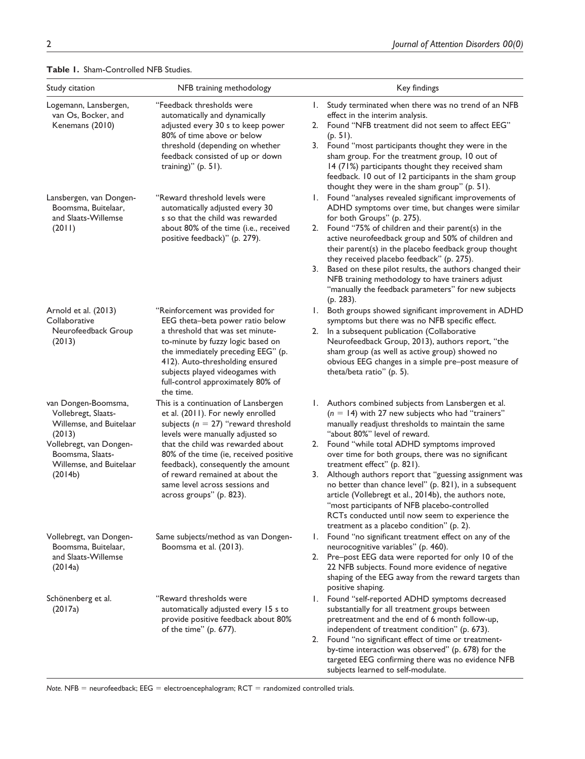**Table 1.** Sham-Controlled NFB Studies.

| Study citation | NFB training methodology | Key findings |
|---|---|---|
| Logemann, Lansbergen, van Os, Bocker, and Kenemans (2010) | "Feedback thresholds were automatically and dynamically adjusted every 30 s to keep power 80% of time above or below threshold (depending on whether feedback consisted of up or down training)" (p. 51). | 1. Study terminated when there was no trend of an NFB effect in the interim analysis.<br>2. Found "NFB treatment did not seem to affect EEG" (p. 51).<br>3. Found "most participants thought they were in the sham group. For the treatment group, 10 out of 14 (71%) participants thought they received sham feedback. 10 out of 12 participants in the sham group thought they were in the sham group" (p. 51). |
| Lansbergen, van Dongen-Boomsma, Buitelaar, and Slaats-Willemse (2011) | "Reward threshold levels were automatically adjusted every 30 s so that the child was rewarded about 80% of the time (i.e., received positive feedback)" (p. 279). | 1. Found "analyses revealed significant improvements of ADHD symptoms over time, but changes were similar for both Groups" (p. 275).<br>2. Found "75% of children and their parent(s) in the active neurofeedback group and 50% of children and their parent(s) in the placebo feedback group thought they received placebo feedback" (p. 275).<br>3. Based on these pilot results, the authors changed their NFB training methodology to have trainers adjust "manually the feedback parameters" for new subjects (p. 283). |
| Arnold et al. (2013) Collaborative Neurofeedback Group (2013) | "Reinforcement was provided for EEG theta–beta power ratio below a threshold that was set minute-to-minute by fuzzy logic based on the immediately preceding EEG" (p. 412). Auto-thresholding ensured subjects played videogames with full-control approximately 80% of the time. | 1. Both groups showed significant improvement in ADHD symptoms but there was no NFB specific effect.<br>2. In a subsequent publication (Collaborative Neurofeedback Group, 2013), authors report, "the sham group (as well as active group) showed no obvious EEG changes in a simple pre–post measure of theta/beta ratio" (p. 5). |
| van Dongen-Boomsma, Vollebregt, Slaats-Willemse, and Buitelaar (2013)<br>Vollebregt, van Dongen-Boomsma, Slaats-Willemse, and Buitelaar (2014b) | This is a continuation of Lansbergen et al. (2011). For newly enrolled subjects ($n = 27$) "reward threshold levels were manually adjusted so that the child was rewarded about 80% of the time (ie, received positive feedback), consequently the amount of reward remained at about the same level across sessions and across groups" (p. 823). | 1. Authors combined subjects from Lansbergen et al. ($n = 14$) with 27 new subjects who had "trainers" manually readjust thresholds to maintain the same "about 80%" level of reward.<br>2. Found "while total ADHD symptoms improved over time for both groups, there was no significant treatment effect" (p. 821).<br>3. Although authors report that "guessing assignment was no better than chance level" (p. 821), in a subsequent article (Vollebregt et al., 2014b), the authors note, "most participants of NFB placebo-controlled RCTs conducted until now seem to experience the treatment as a placebo condition" (p. 2). |
| Vollebregt, van Dongen-Boomsma, Buitelaar, and Slaats-Willemse (2014a) | Same subjects/method as van Dongen-Boomsma et al. (2013). | 1. Found "no significant treatment effect on any of the neurocognitive variables" (p. 460).<br>2. Pre–post EEG data were reported for only 10 of the 22 NFB subjects. Found more evidence of negative shaping of the EEG away from the reward targets than positive shaping. |
| Schönenberg et al. (2017a) | "Reward thresholds were automatically adjusted every 15 s to provide positive feedback about 80% of the time" (p. 677). | 1. Found "self-reported ADHD symptoms decreased substantially for all treatment groups between pretreatment and the end of 6 month follow-up, independent of treatment condition" (p. 673).<br>2. Found "no significant effect of time or treatment-by-time interaction was observed" (p. 678) for the targeted EEG confirming there was no evidence NFB subjects learned to self-modulate. |

*Note.* NFB = neurofeedback; EEG = electroencephalogram; RCT = randomized controlled trials.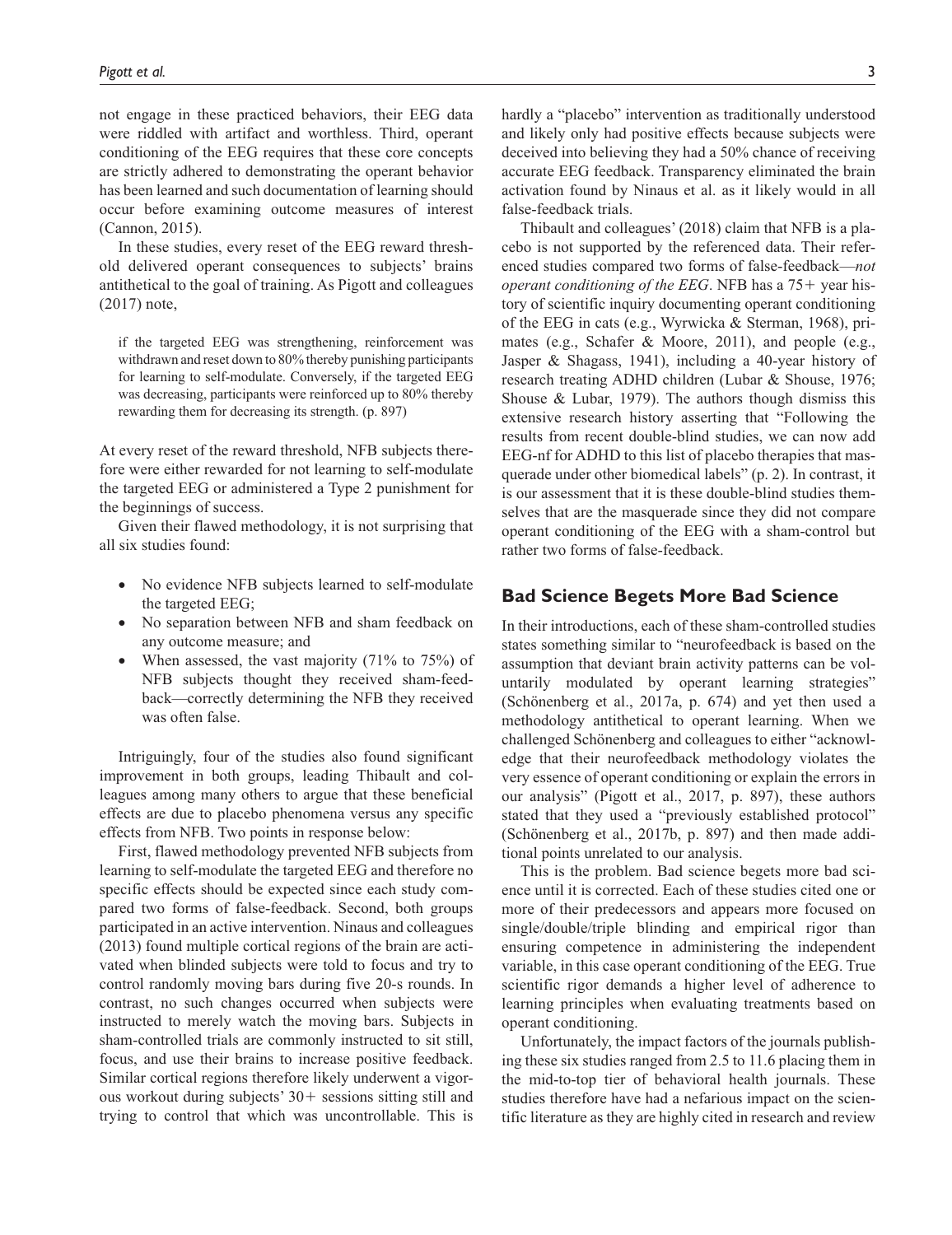not engage in these practiced behaviors, their EEG data were riddled with artifact and worthless. Third, operant conditioning of the EEG requires that these core concepts are strictly adhered to demonstrating the operant behavior has been learned and such documentation of learning should occur before examining outcome measures of interest (Cannon, 2015).

In these studies, every reset of the EEG reward threshold delivered operant consequences to subjects' brains antithetical to the goal of training. As Pigott and colleagues (2017) note,

> if the targeted EEG was strengthening, reinforcement was withdrawn and reset down to 80% thereby punishing participants for learning to self-modulate. Conversely, if the targeted EEG was decreasing, participants were reinforced up to 80% thereby rewarding them for decreasing its strength. (p. 897)

At every reset of the reward threshold, NFB subjects therefore were either rewarded for not learning to self-modulate the targeted EEG or administered a Type 2 punishment for the beginnings of success.

Given their flawed methodology, it is not surprising that all six studies found:

- No evidence NFB subjects learned to self-modulate the targeted EEG;
- No separation between NFB and sham feedback on any outcome measure; and
- When assessed, the vast majority (71% to 75%) of NFB subjects thought they received sham-feedback—correctly determining the NFB they received was often false.

Intriguingly, four of the studies also found significant improvement in both groups, leading Thibault and colleagues among many others to argue that these beneficial effects are due to placebo phenomena versus any specific effects from NFB. Two points in response below:

First, flawed methodology prevented NFB subjects from learning to self-modulate the targeted EEG and therefore no specific effects should be expected since each study compared two forms of false-feedback. Second, both groups participated in an active intervention. Ninaus and colleagues (2013) found multiple cortical regions of the brain are activated when blinded subjects were told to focus and try to control randomly moving bars during five 20-s rounds. In contrast, no such changes occurred when subjects were instructed to merely watch the moving bars. Subjects in sham-controlled trials are commonly instructed to sit still, focus, and use their brains to increase positive feedback. Similar cortical regions therefore likely underwent a vigorous workout during subjects' 30+ sessions sitting still and trying to control that which was uncontrollable. This is hardly a "placebo" intervention as traditionally understood and likely only had positive effects because subjects were deceived into believing they had a 50% chance of receiving accurate EEG feedback. Transparency eliminated the brain activation found by Ninaus et al. as it likely would in all false-feedback trials.

Thibault and colleagues' (2018) claim that NFB is a placebo is not supported by the referenced data. Their referenced studies compared two forms of false-feedback—*not operant conditioning of the EEG*. NFB has a 75+ year history of scientific inquiry documenting operant conditioning of the EEG in cats (e.g., Wyrwicka & Sterman, 1968), primates (e.g., Schafer & Moore, 2011), and people (e.g., Jasper & Shagass, 1941), including a 40-year history of research treating ADHD children (Lubar & Shouse, 1976; Shouse & Lubar, 1979). The authors though dismiss this extensive research history asserting that "Following the results from recent double-blind studies, we can now add EEG-nf for ADHD to this list of placebo therapies that masquerade under other biomedical labels" (p. 2). In contrast, it is our assessment that it is these double-blind studies themselves that are the masquerade since they did not compare operant conditioning of the EEG with a sham-control but rather two forms of false-feedback.

## Bad Science Begets More Bad Science

In their introductions, each of these sham-controlled studies states something similar to "neurofeedback is based on the assumption that deviant brain activity patterns can be voluntarily modulated by operant learning strategies" (Schönenberg et al., 2017a, p. 674) and yet then used a methodology antithetical to operant learning. When we challenged Schönenberg and colleagues to either "acknowledge that their neurofeedback methodology violates the very essence of operant conditioning or explain the errors in our analysis" (Pigott et al., 2017, p. 897), these authors stated that they used a "previously established protocol" (Schönenberg et al., 2017b, p. 897) and then made additional points unrelated to our analysis.

This is the problem. Bad science begets more bad science until it is corrected. Each of these studies cited one or more of their predecessors and appears more focused on single/double/triple blinding and empirical rigor than ensuring competence in administering the independent variable, in this case operant conditioning of the EEG. True scientific rigor demands a higher level of adherence to learning principles when evaluating treatments based on operant conditioning.

Unfortunately, the impact factors of the journals publishing these six studies ranged from 2.5 to 11.6 placing them in the mid-to-top tier of behavioral health journals. These studies therefore have had a nefarious impact on the scientific literature as they are highly cited in research and review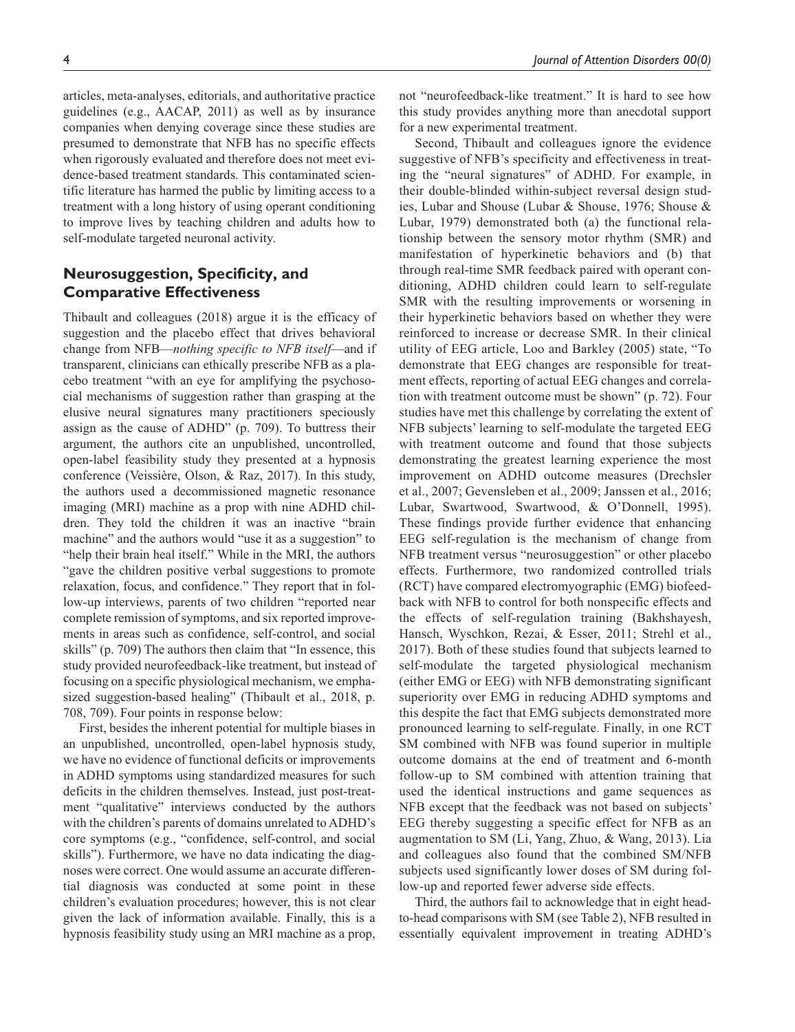articles, meta-analyses, editorials, and authoritative practice guidelines (e.g., AACAP, 2011) as well as by insurance companies when denying coverage since these studies are presumed to demonstrate that NFB has no specific effects when rigorously evaluated and therefore does not meet evidence-based treatment standards. This contaminated scientific literature has harmed the public by limiting access to a treatment with a long history of using operant conditioning to improve lives by teaching children and adults how to self-modulate targeted neuronal activity.

## Neurosuggestion, Specificity, and Comparative Effectiveness

Thibault and colleagues (2018) argue it is the efficacy of suggestion and the placebo effect that drives behavioral change from NFB—*nothing specific to NFB itself*—and if transparent, clinicians can ethically prescribe NFB as a placebo treatment "with an eye for amplifying the psychosocial mechanisms of suggestion rather than grasping at the elusive neural signatures many practitioners speciously assign as the cause of ADHD" (p. 709). To buttress their argument, the authors cite an unpublished, uncontrolled, open-label feasibility study they presented at a hypnosis conference (Veissière, Olson, & Raz, 2017). In this study, the authors used a decommissioned magnetic resonance imaging (MRI) machine as a prop with nine ADHD children. They told the children it was an inactive "brain machine" and the authors would "use it as a suggestion" to "help their brain heal itself." While in the MRI, the authors "gave the children positive verbal suggestions to promote relaxation, focus, and confidence." They report that in follow-up interviews, parents of two children "reported near complete remission of symptoms, and six reported improvements in areas such as confidence, self-control, and social skills" (p. 709) The authors then claim that "In essence, this study provided neurofeedback-like treatment, but instead of focusing on a specific physiological mechanism, we emphasized suggestion-based healing" (Thibault et al., 2018, p. 708, 709). Four points in response below:

First, besides the inherent potential for multiple biases in an unpublished, uncontrolled, open-label hypnosis study, we have no evidence of functional deficits or improvements in ADHD symptoms using standardized measures for such deficits in the children themselves. Instead, just post-treatment "qualitative" interviews conducted by the authors with the children's parents of domains unrelated to ADHD's core symptoms (e.g., "confidence, self-control, and social skills"). Furthermore, we have no data indicating the diagnoses were correct. One would assume an accurate differential diagnosis was conducted at some point in these children's evaluation procedures; however, this is not clear given the lack of information available. Finally, this is a hypnosis feasibility study using an MRI machine as a prop, not "neurofeedback-like treatment." It is hard to see how this study provides anything more than anecdotal support for a new experimental treatment.

Second, Thibault and colleagues ignore the evidence suggestive of NFB's specificity and effectiveness in treating the "neural signatures" of ADHD. For example, in their double-blinded within-subject reversal design studies, Lubar and Shouse (Lubar & Shouse, 1976; Shouse & Lubar, 1979) demonstrated both (a) the functional relationship between the sensory motor rhythm (SMR) and manifestation of hyperkinetic behaviors and (b) that through real-time SMR feedback paired with operant conditioning, ADHD children could learn to self-regulate SMR with the resulting improvements or worsening in their hyperkinetic behaviors based on whether they were reinforced to increase or decrease SMR. In their clinical utility of EEG article, Loo and Barkley (2005) state, "To demonstrate that EEG changes are responsible for treatment effects, reporting of actual EEG changes and correlation with treatment outcome must be shown" (p. 72). Four studies have met this challenge by correlating the extent of NFB subjects' learning to self-modulate the targeted EEG with treatment outcome and found that those subjects demonstrating the greatest learning experience the most improvement on ADHD outcome measures (Drechsler et al., 2007; Gevensleben et al., 2009; Janssen et al., 2016; Lubar, Swartwood, Swartwood, & O'Donnell, 1995). These findings provide further evidence that enhancing EEG self-regulation is the mechanism of change from NFB treatment versus "neurosuggestion" or other placebo effects. Furthermore, two randomized controlled trials (RCT) have compared electromyographic (EMG) biofeedback with NFB to control for both nonspecific effects and the effects of self-regulation training (Bakhshayesh, Hansch, Wyschkon, Rezai, & Esser, 2011; Strehl et al., 2017). Both of these studies found that subjects learned to self-modulate the targeted physiological mechanism (either EMG or EEG) with NFB demonstrating significant superiority over EMG in reducing ADHD symptoms and this despite the fact that EMG subjects demonstrated more pronounced learning to self-regulate. Finally, in one RCT SM combined with NFB was found superior in multiple outcome domains at the end of treatment and 6-month follow-up to SM combined with attention training that used the identical instructions and game sequences as NFB except that the feedback was not based on subjects' EEG thereby suggesting a specific effect for NFB as an augmentation to SM (Li, Yang, Zhuo, & Wang, 2013). Lia and colleagues also found that the combined SM/NFB subjects used significantly lower doses of SM during follow-up and reported fewer adverse side effects.

Third, the authors fail to acknowledge that in eight head-to-head comparisons with SM (see Table 2), NFB resulted in essentially equivalent improvement in treating ADHD's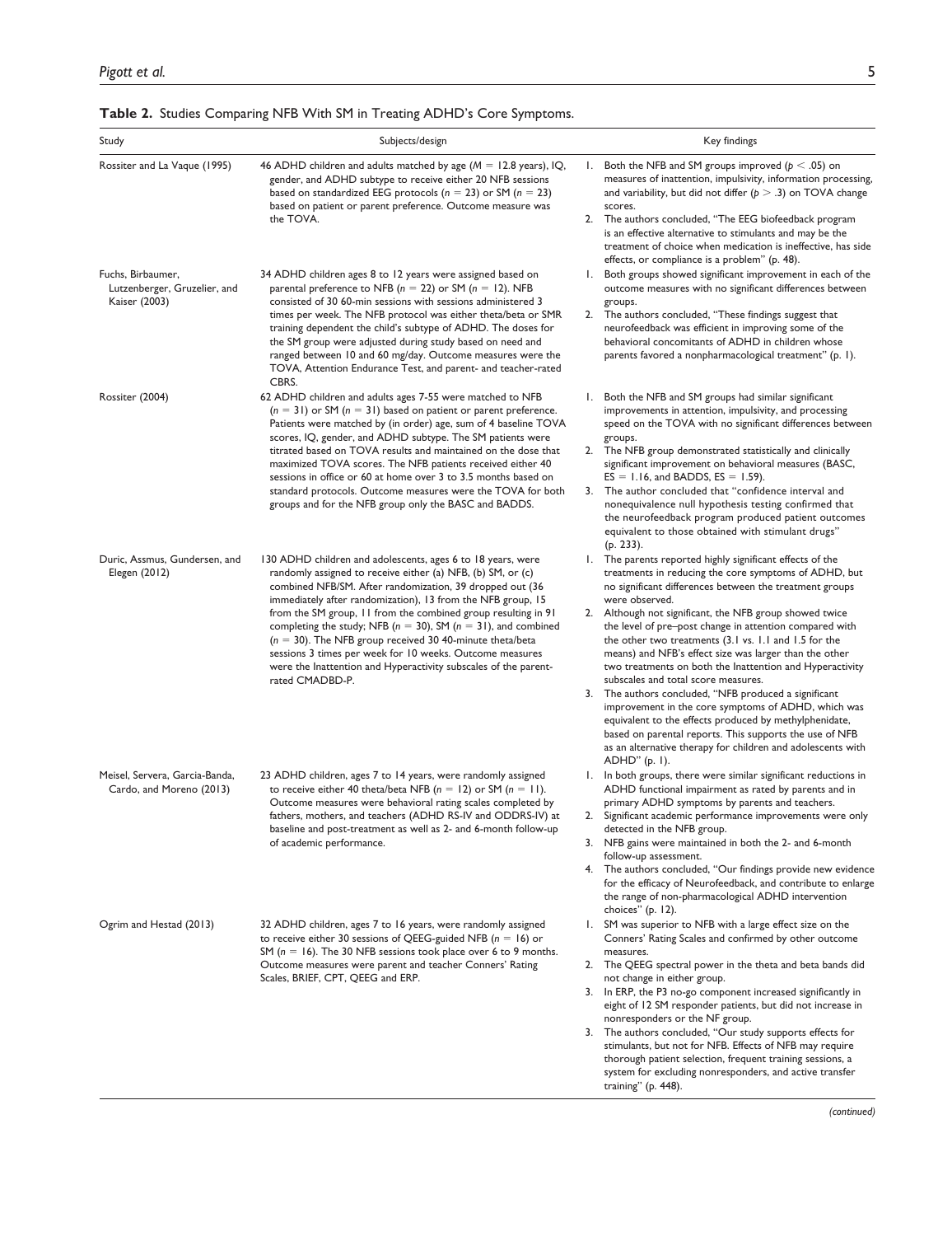**Table 2.** Studies Comparing NFB With SM in Treating ADHD's Core Symptoms.

| Study | Subjects/design | Key findings |
|---|---|---|
| Rossiter and La Vaque (1995) | 46 ADHD children and adults matched by age ($M$ = 12.8 years), IQ, gender, and ADHD subtype to receive either 20 NFB sessions based on standardized EEG protocols ($n$ = 23) or SM ($n$ = 23) based on patient or parent preference. Outcome measure was the TOVA. | 1. Both the NFB and SM groups improved ($p < .05$) on measures of inattention, impulsivity, information processing, and variability, but did not differ ($p > .3$) on TOVA change scores. 2. The authors concluded, "The EEG biofeedback program is an effective alternative to stimulants and may be the treatment of choice when medication is ineffective, has side effects, or compliance is a problem" (p. 48). |
| Fuchs, Birbaumer, Lutzenberger, Gruzelier, and Kaiser (2003) | 34 ADHD children ages 8 to 12 years were assigned based on parental preference to NFB ($n$ = 22) or SM ($n$ = 12). NFB consisted of 30 60-min sessions with sessions administered 3 times per week. The NFB protocol was either theta/beta or SMR training dependent the child's subtype of ADHD. The doses for the SM group were adjusted during study based on need and ranged between 10 and 60 mg/day. Outcome measures were the TOVA, Attention Endurance Test, and parent- and teacher-rated CBRS. | 1. Both groups showed significant improvement in each of the outcome measures with no significant differences between groups. 2. The authors concluded, "These findings suggest that neurofeedback was efficient in improving some of the behavioral concomitants of ADHD in children whose parents favored a nonpharmacological treatment" (p. 1). |
| Rossiter (2004) | 62 ADHD children and adults ages 7-55 were matched to NFB ($n$ = 31) or SM ($n$ = 31) based on patient or parent preference. Patients were matched by (in order) age, sum of 4 baseline TOVA scores, IQ, gender, and ADHD subtype. The SM patients were titrated based on TOVA results and maintained on the dose that maximized TOVA scores. The NFB patients received either 40 sessions in office or 60 at home over 3 to 3.5 months based on standard protocols. Outcome measures were the TOVA for both groups and for the NFB group only the BASC and BADDS. | 1. Both the NFB and SM groups had similar significant improvements in attention, impulsivity, and processing speed on the TOVA with no significant differences between groups. 2. The NFB group demonstrated statistically and clinically significant improvement on behavioral measures (BASC, ES = 1.16, and BADDS, ES = 1.59). 3. The author concluded that "confidence interval and nonequivalence null hypothesis testing confirmed that the neurofeedback program produced patient outcomes equivalent to those obtained with stimulant drugs" (p. 233). |
| Duric, Assmus, Gundersen, and Elegen (2012) | 130 ADHD children and adolescents, ages 6 to 18 years, were randomly assigned to receive either (a) NFB, (b) SM, or (c) combined NFB/SM. After randomization, 39 dropped out (36 immediately after randomization), 13 from the NFB group, 15 from the SM group, 11 from the combined group resulting in 91 completing the study; NFB ($n$ = 30), SM ($n$ = 31), and combined ($n$ = 30). The NFB group received 30 40-minute theta/beta sessions 3 times per week for 10 weeks. Outcome measures were the Inattention and Hyperactivity subscales of the parent-rated CMADBD-P. | 1. The parents reported highly significant effects of the treatments in reducing the core symptoms of ADHD, but no significant differences between the treatment groups were observed. 2. Although not significant, the NFB group showed twice the level of pre–post change in attention compared with the other two treatments (3.1 vs. 1.1 and 1.5 for the means) and NFB's effect size was larger than the other two treatments on both the Inattention and Hyperactivity subscales and total score measures. 3. The authors concluded, "NFB produced a significant improvement in the core symptoms of ADHD, which was equivalent to the effects produced by methylphenidate, based on parental reports. This supports the use of NFB as an alternative therapy for children and adolescents with ADHD" (p. 1). |
| Meisel, Servera, Garcia-Banda, Cardo, and Moreno (2013) | 23 ADHD children, ages 7 to 14 years, were randomly assigned to receive either 40 theta/beta NFB ($n$ = 12) or SM ($n$ = 11). Outcome measures were behavioral rating scales completed by fathers, mothers, and teachers (ADHD RS-IV and ODDRS-IV) at baseline and post-treatment as well as 2- and 6-month follow-up of academic performance. | 1. In both groups, there were similar significant reductions in ADHD functional impairment as rated by parents and in primary ADHD symptoms by parents and teachers. 2. Significant academic performance improvements were only detected in the NFB group. 3. NFB gains were maintained in both the 2- and 6-month follow-up assessment. 4. The authors concluded, "Our findings provide new evidence for the efficacy of Neurofeedback, and contribute to enlarge the range of non-pharmacological ADHD intervention choices" (p. 12). |
| Ogrim and Hestad (2013) | 32 ADHD children, ages 7 to 16 years, were randomly assigned to receive either 30 sessions of QEEG-guided NFB ($n$ = 16) or SM ($n$ = 16). The 30 NFB sessions took place over 6 to 9 months. Outcome measures were parent and teacher Conners' Rating Scales, BRIEF, CPT, QEEG and ERP. | 1. SM was superior to NFB with a large effect size on the Conners' Rating Scales and confirmed by other outcome measures. 2. The QEEG spectral power in the theta and beta bands did not change in either group. 3. In ERP, the P3 no-go component increased significantly in eight of 12 SM responder patients, but did not increase in nonresponders or the NF group. 3. The authors concluded, "Our study supports effects for stimulants, but not for NFB. Effects of NFB may require thorough patient selection, frequent training sessions, a system for excluding nonresponders, and active transfer training" (p. 448). |

*(continued)*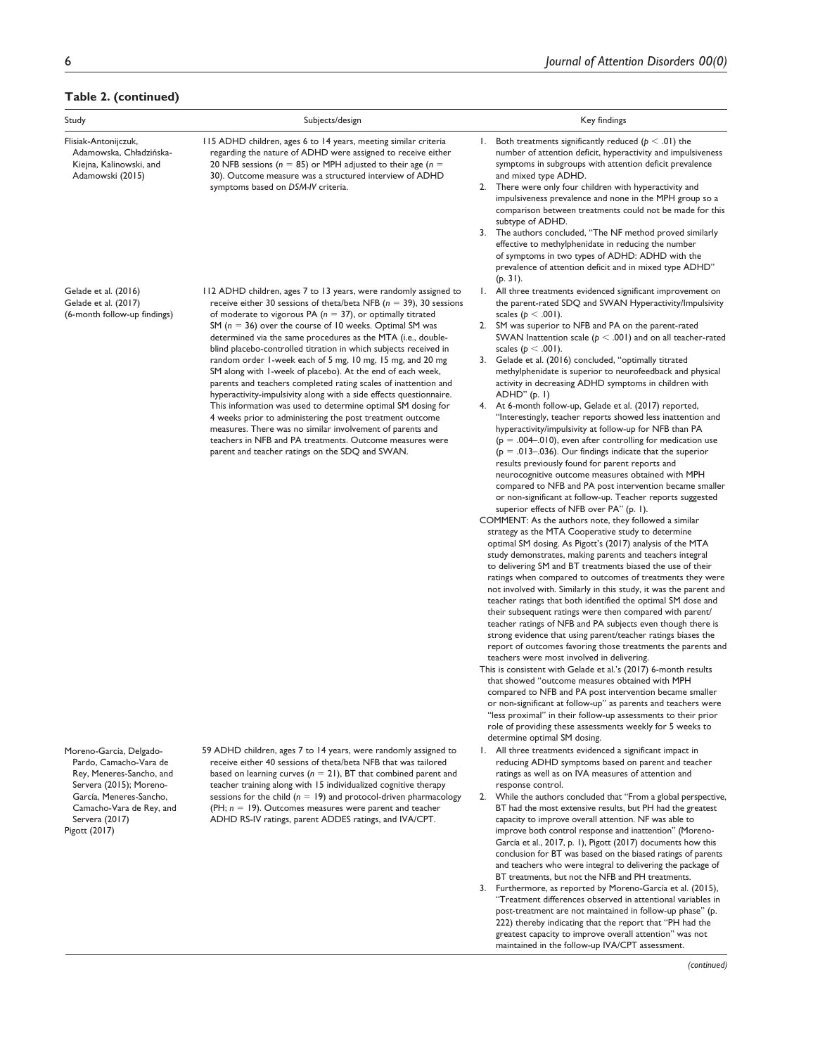**Table 2. (continued)**

| Study | Subjects/design | Key findings |
| --- | --- | --- |
| Flisiak-Antonijczuk, Adamowska, Chładzińska-Kiejna, Kalinowski, and Adamowski (2015) | 115 ADHD children, ages 6 to 14 years, meeting similar criteria regarding the nature of ADHD were assigned to receive either 20 NFB sessions ($n = 85$) or MPH adjusted to their age ($n = 30$). Outcome measure was a structured interview of ADHD symptoms based on *DSM-IV* criteria. | 1. Both treatments significantly reduced ($p < .01$) the number of attention deficit, hyperactivity and impulsiveness symptoms in subgroups with attention deficit prevalence and mixed type ADHD.<br>2. There were only four children with hyperactivity and impulsiveness prevalence and none in the MPH group so a comparison between treatments could not be made for this subtype of ADHD.<br>3. The authors concluded, "The NF method proved similarly effective to methylphenidate in reducing the number of symptoms in two types of ADHD: ADHD with the prevalence of attention deficit and in mixed type ADHD" (p. 31). |
| Gelade et al. (2016)<br>Gelade et al. (2017)<br>(6-month follow-up findings) | 112 ADHD children, ages 7 to 13 years, were randomly assigned to receive either 30 sessions of theta/beta NFB ($n = 39$), 30 sessions of moderate to vigorous PA ($n = 37$), or optimally titrated SM ($n = 36$) over the course of 10 weeks. Optimal SM was determined via the same procedures as the MTA (i.e., double-blind placebo-controlled titration in which subjects received in random order 1-week each of 5 mg, 10 mg, 15 mg, and 20 mg SM along with 1-week of placebo). At the end of each week, parents and teachers completed rating scales of inattention and hyperactivity-impulsivity along with a side effects questionnaire. This information was used to determine optimal SM dosing for 4 weeks prior to administering the post treatment outcome measures. There was no similar involvement of parents and teachers in NFB and PA treatments. Outcome measures were parent and teacher ratings on the SDQ and SWAN. | 1. All three treatments evidenced significant improvement on the parent-rated SDQ and SWAN Hyperactivity/Impulsivity scales ($p < .001$).<br>2. SM was superior to NFB and PA on the parent-rated SWAN Inattention scale ($p < .001$) and on all teacher-rated scales ($p < .001$).<br>3. Gelade et al. (2016) concluded, "optimally titrated methylphenidate is superior to neurofeedback and physical activity in decreasing ADHD symptoms in children with ADHD" (p. 1)<br>4. At 6-month follow-up, Gelade et al. (2017) reported, "Interestingly, teacher reports showed less inattention and hyperactivity/impulsivity at follow-up for NFB than PA ($p = .004$–$.010$), even after controlling for medication use ($p = .013$–$.036$). Our findings indicate that the superior results previously found for parent reports and neurocognitive outcome measures obtained with MPH compared to NFB and PA post intervention became smaller or non-significant at follow-up. Teacher reports suggested superior effects of NFB over PA" (p. 1).<br>COMMENT: As the authors note, they followed a similar strategy as the MTA Cooperative study to determine optimal SM dosing. As Pigott's (2017) analysis of the MTA study demonstrates, making parents and teachers integral to delivering SM and BT treatments biased the use of their ratings when compared to outcomes of treatments they were not involved with. Similarly in this study, it was the parent and teacher ratings that both identified the optimal SM dose and their subsequent ratings were then compared with parent/teacher ratings of NFB and PA subjects even though there is strong evidence that using parent/teacher ratings biases the report of outcomes favoring those treatments the parents and teachers were most involved in delivering.<br>This is consistent with Gelade et al.'s (2017) 6-month results that showed "outcome measures obtained with MPH compared to NFB and PA post intervention became smaller or non-significant at follow-up" as parents and teachers were "less proximal" in their follow-up assessments to their prior role of providing these assessments weekly for 5 weeks to determine optimal SM dosing. |
| Moreno-García, Delgado-Pardo, Camacho-Vara de Rey, Meneres-Sancho, and Servera (2015); Moreno-García, Meneres-Sancho, Camacho-Vara de Rey, and Servera (2017)<br>Pigott (2017) | 59 ADHD children, ages 7 to 14 years, were randomly assigned to receive either 40 sessions of theta/beta NFB that was tailored based on learning curves ($n = 21$), BT that combined parent and teacher training along with 15 individualized cognitive therapy sessions for the child ($n = 19$) and protocol-driven pharmacology (PH; $n = 19$). Outcomes measures were parent and teacher ADHD RS-IV ratings, parent ADDES ratings, and IVA/CPT. | 1. All three treatments evidenced a significant impact in reducing ADHD symptoms based on parent and teacher ratings as well as on IVA measures of attention and response control.<br>2. While the authors concluded that "From a global perspective, BT had the most extensive results, but PH had the greatest capacity to improve overall attention. NF was able to improve both control response and inattention" (Moreno-García et al., 2017, p. 1), Pigott (2017) documents how this conclusion for BT was based on the biased ratings of parents and teachers who were integral to delivering the package of BT treatments, but not the NFB and PH treatments.<br>3. Furthermore, as reported by Moreno-García et al. (2015), "Treatment differences observed in attentional variables in post-treatment are not maintained in follow-up phase" (p. 222) thereby indicating that the report that "PH had the greatest capacity to improve overall attention" was not maintained in the follow-up IVA/CPT assessment. |

*(continued)*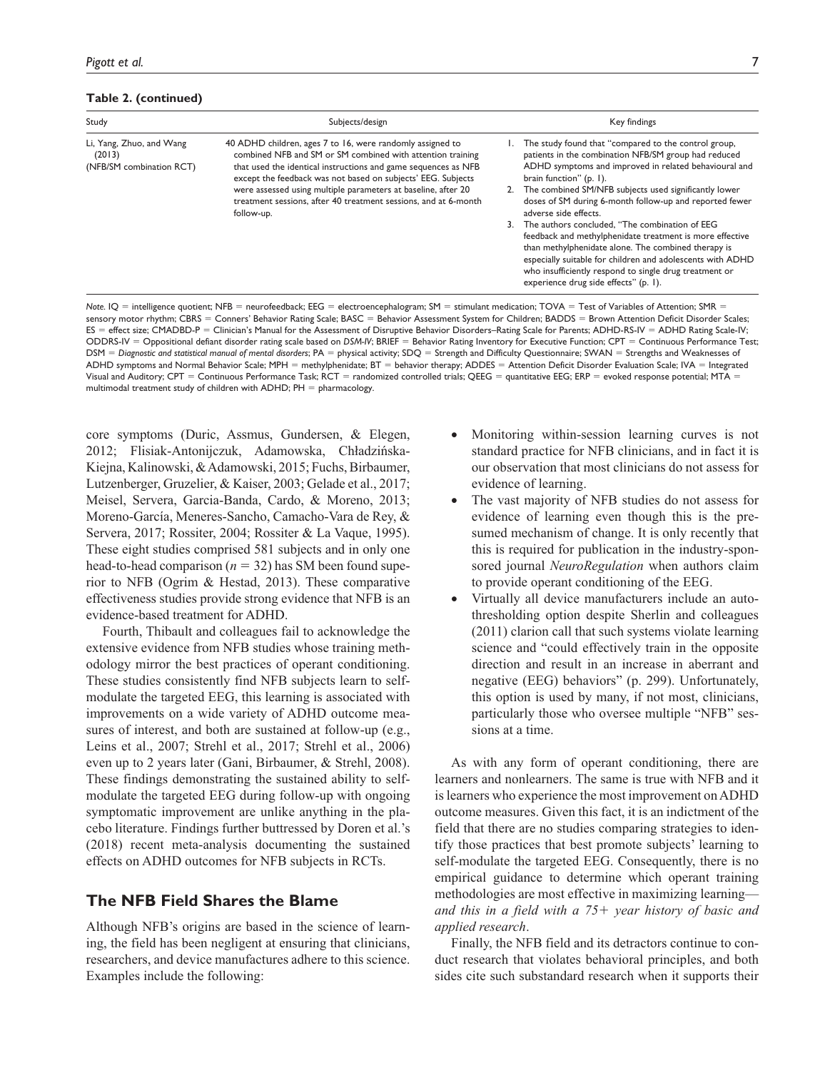**Table 2. (continued)**

| Study | Subjects/design | Key findings |
|---|---|---|
| Li, Yang, Zhuo, and Wang (2013) (NFB/SM combination RCT) | 40 ADHD children, ages 7 to 16, were randomly assigned to combined NFB and SM or SM combined with attention training that used the identical instructions and game sequences as NFB except the feedback was not based on subjects' EEG. Subjects were assessed using multiple parameters at baseline, after 20 treatment sessions, after 40 treatment sessions, and at 6-month follow-up. | 1. The study found that "compared to the control group, patients in the combination NFB/SM group had reduced ADHD symptoms and improved in related behavioural and brain function" (p. 1).<br>2. The combined SM/NFB subjects used significantly lower doses of SM during 6-month follow-up and reported fewer adverse side effects.<br>3. The authors concluded, "The combination of EEG feedback and methylphenidate treatment is more effective than methylphenidate alone. The combined therapy is especially suitable for children and adolescents with ADHD who insufficiently respond to single drug treatment or experience drug side effects" (p. 1). |

*Note.* IQ = intelligence quotient; NFB = neurofeedback; EEG = electroencephalogram; SM = stimulant medication; TOVA = Test of Variables of Attention; SMR = sensory motor rhythm; CBRS = Conners' Behavior Rating Scale; BASC = Behavior Assessment System for Children; BADDS = Brown Attention Deficit Disorder Scales; ES = effect size; CMADBD-P = Clinician's Manual for the Assessment of Disruptive Behavior Disorders–Rating Scale for Parents; ADHD-RS-IV = ADHD Rating Scale-IV; ODDRS-IV = Oppositional defiant disorder rating scale based on *DSM-IV*; BRIEF = Behavior Rating Inventory for Executive Function; CPT = Continuous Performance Test; DSM = *Diagnostic and statistical manual of mental disorders*; PA = physical activity; SDQ = Strength and Difficulty Questionnaire; SWAN = Strengths and Weaknesses of ADHD symptoms and Normal Behavior Scale; MPH = methylphenidate; BT = behavior therapy; ADDES = Attention Deficit Disorder Evaluation Scale; IVA = Integrated Visual and Auditory; CPT = Continuous Performance Task; RCT = randomized controlled trials; QEEG = quantitative EEG; ERP = evoked response potential; MTA = multimodal treatment study of children with ADHD; PH = pharmacology.

core symptoms (Duric, Assmus, Gundersen, & Elegen, 2012; Flisiak-Antonijczuk, Adamowska, Chładzińska-Kiejna, Kalinowski, & Adamowski, 2015; Fuchs, Birbaumer, Lutzenberger, Gruzelier, & Kaiser, 2003; Gelade et al., 2017; Meisel, Servera, Garcia-Banda, Cardo, & Moreno, 2013; Moreno-García, Meneres-Sancho, Camacho-Vara de Rey, & Servera, 2017; Rossiter, 2004; Rossiter & La Vaque, 1995). These eight studies comprised 581 subjects and in only one head-to-head comparison ($n = 32$) has SM been found superior to NFB (Ogrim & Hestad, 2013). These comparative effectiveness studies provide strong evidence that NFB is an evidence-based treatment for ADHD.

Fourth, Thibault and colleagues fail to acknowledge the extensive evidence from NFB studies whose training methodology mirror the best practices of operant conditioning. These studies consistently find NFB subjects learn to self-modulate the targeted EEG, this learning is associated with improvements on a wide variety of ADHD outcome measures of interest, and both are sustained at follow-up (e.g., Leins et al., 2007; Strehl et al., 2017; Strehl et al., 2006) even up to 2 years later (Gani, Birbaumer, & Strehl, 2008). These findings demonstrating the sustained ability to self-modulate the targeted EEG during follow-up with ongoing symptomatic improvement are unlike anything in the placebo literature. Findings further buttressed by Doren et al.'s (2018) recent meta-analysis documenting the sustained effects on ADHD outcomes for NFB subjects in RCTs.

## The NFB Field Shares the Blame

Although NFB's origins are based in the science of learning, the field has been negligent at ensuring that clinicians, researchers, and device manufactures adhere to this science. Examples include the following:

- Monitoring within-session learning curves is not standard practice for NFB clinicians, and in fact it is our observation that most clinicians do not assess for evidence of learning.
- The vast majority of NFB studies do not assess for evidence of learning even though this is the presumed mechanism of change. It is only recently that this is required for publication in the industry-sponsored journal *NeuroRegulation* when authors claim to provide operant conditioning of the EEG.
- Virtually all device manufacturers include an auto-thresholding option despite Sherlin and colleagues (2011) clarion call that such systems violate learning science and "could effectively train in the opposite direction and result in an increase in aberrant and negative (EEG) behaviors" (p. 299). Unfortunately, this option is used by many, if not most, clinicians, particularly those who oversee multiple "NFB" sessions at a time.

As with any form of operant conditioning, there are learners and nonlearners. The same is true with NFB and it is learners who experience the most improvement on ADHD outcome measures. Given this fact, it is an indictment of the field that there are no studies comparing strategies to identify those practices that best promote subjects' learning to self-modulate the targeted EEG. Consequently, there is no empirical guidance to determine which operant training methodologies are most effective in maximizing learning—*and this in a field with a 75+ year history of basic and applied research*.

Finally, the NFB field and its detractors continue to conduct research that violates behavioral principles, and both sides cite such substandard research when it supports their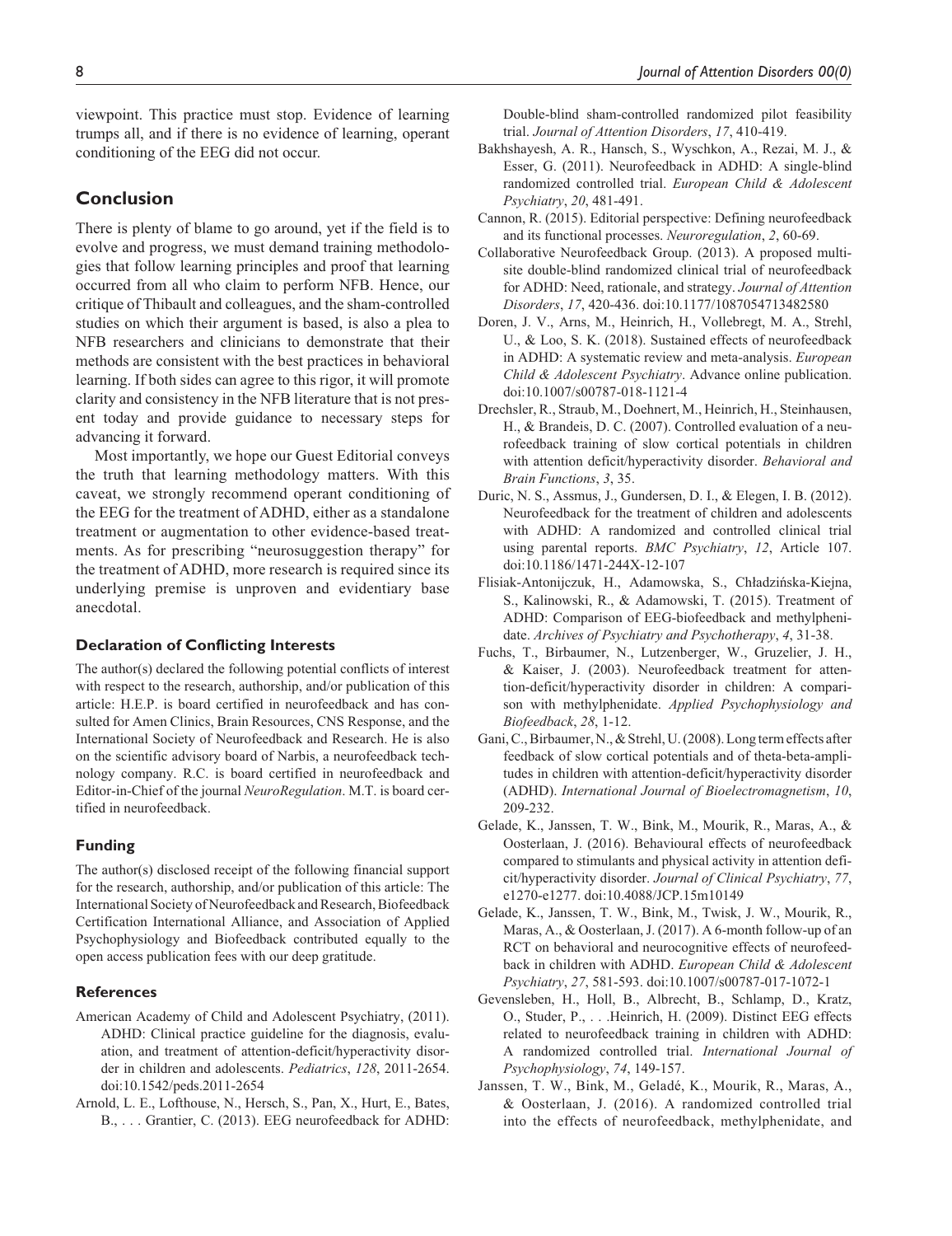viewpoint. This practice must stop. Evidence of learning trumps all, and if there is no evidence of learning, operant conditioning of the EEG did not occur.

## Conclusion

There is plenty of blame to go around, yet if the field is to evolve and progress, we must demand training methodologies that follow learning principles and proof that learning occurred from all who claim to perform NFB. Hence, our critique of Thibault and colleagues, and the sham-controlled studies on which their argument is based, is also a plea to NFB researchers and clinicians to demonstrate that their methods are consistent with the best practices in behavioral learning. If both sides can agree to this rigor, it will promote clarity and consistency in the NFB literature that is not present today and provide guidance to necessary steps for advancing it forward.

Most importantly, we hope our Guest Editorial conveys the truth that learning methodology matters. With this caveat, we strongly recommend operant conditioning of the EEG for the treatment of ADHD, either as a standalone treatment or augmentation to other evidence-based treatments. As for prescribing "neurosuggestion therapy" for the treatment of ADHD, more research is required since its underlying premise is unproven and evidentiary base anecdotal.

### Declaration of Conflicting Interests

The author(s) declared the following potential conflicts of interest with respect to the research, authorship, and/or publication of this article: H.E.P. is board certified in neurofeedback and has consulted for Amen Clinics, Brain Resources, CNS Response, and the International Society of Neurofeedback and Research. He is also on the scientific advisory board of Narbis, a neurofeedback technology company. R.C. is board certified in neurofeedback and Editor-in-Chief of the journal *NeuroRegulation*. M.T. is board certified in neurofeedback.

### Funding

The author(s) disclosed receipt of the following financial support for the research, authorship, and/or publication of this article: The International Society of Neurofeedback and Research, Biofeedback Certification International Alliance, and Association of Applied Psychophysiology and Biofeedback contributed equally to the open access publication fees with our deep gratitude.

### References

American Academy of Child and Adolescent Psychiatry, (2011). ADHD: Clinical practice guideline for the diagnosis, evaluation, and treatment of attention-deficit/hyperactivity disorder in children and adolescents. *Pediatrics*, *128*, 2011-2654. doi:10.1542/peds.2011-2654

Arnold, L. E., Lofthouse, N., Hersch, S., Pan, X., Hurt, E., Bates, B., . . . Grantier, C. (2013). EEG neurofeedback for ADHD: Double-blind sham-controlled randomized pilot feasibility trial. *Journal of Attention Disorders*, *17*, 410-419.

Bakhshayesh, A. R., Hansch, S., Wyschkon, A., Rezai, M. J., & Esser, G. (2011). Neurofeedback in ADHD: A single-blind randomized controlled trial. *European Child & Adolescent Psychiatry*, *20*, 481-491.

Cannon, R. (2015). Editorial perspective: Defining neurofeedback and its functional processes. *Neuroregulation*, *2*, 60-69.

Collaborative Neurofeedback Group. (2013). A proposed multisite double-blind randomized clinical trial of neurofeedback for ADHD: Need, rationale, and strategy. *Journal of Attention Disorders*, *17*, 420-436. doi:10.1177/1087054713482580

Doren, J. V., Arns, M., Heinrich, H., Vollebregt, M. A., Strehl, U., & Loo, S. K. (2018). Sustained effects of neurofeedback in ADHD: A systematic review and meta-analysis. *European Child & Adolescent Psychiatry*. Advance online publication. doi:10.1007/s00787-018-1121-4

Drechsler, R., Straub, M., Doehnert, M., Heinrich, H., Steinhausen, H., & Brandeis, D. C. (2007). Controlled evaluation of a neurofeedback training of slow cortical potentials in children with attention deficit/hyperactivity disorder. *Behavioral and Brain Functions*, *3*, 35.

Duric, N. S., Assmus, J., Gundersen, D. I., & Elegen, I. B. (2012). Neurofeedback for the treatment of children and adolescents with ADHD: A randomized and controlled clinical trial using parental reports. *BMC Psychiatry*, *12*, Article 107. doi:10.1186/1471-244X-12-107

Flisiak-Antonijczuk, H., Adamowska, S., Chładzińska-Kiejna, S., Kalinowski, R., & Adamowski, T. (2015). Treatment of ADHD: Comparison of EEG-biofeedback and methylphenidate. *Archives of Psychiatry and Psychotherapy*, *4*, 31-38.

Fuchs, T., Birbaumer, N., Lutzenberger, W., Gruzelier, J. H., & Kaiser, J. (2003). Neurofeedback treatment for attention-deficit/hyperactivity disorder in children: A comparison with methylphenidate. *Applied Psychophysiology and Biofeedback*, *28*, 1-12.

Gani, C., Birbaumer, N., & Strehl, U. (2008). Long term effects after feedback of slow cortical potentials and of theta-beta-amplitudes in children with attention-deficit/hyperactivity disorder (ADHD). *International Journal of Bioelectromagnetism*, *10*, 209-232.

Gelade, K., Janssen, T. W., Bink, M., Mourik, R., Maras, A., & Oosterlaan, J. (2016). Behavioural effects of neurofeedback compared to stimulants and physical activity in attention deficit/hyperactivity disorder. *Journal of Clinical Psychiatry*, *77*, e1270-e1277. doi:10.4088/JCP.15m10149

Gelade, K., Janssen, T. W., Bink, M., Twisk, J. W., Mourik, R., Maras, A., & Oosterlaan, J. (2017). A 6-month follow-up of an RCT on behavioral and neurocognitive effects of neurofeedback in children with ADHD. *European Child & Adolescent Psychiatry*, *27*, 581-593. doi:10.1007/s00787-017-1072-1

Gevensleben, H., Holl, B., Albrecht, B., Schlamp, D., Kratz, O., Studer, P., . . .Heinrich, H. (2009). Distinct EEG effects related to neurofeedback training in children with ADHD: A randomized controlled trial. *International Journal of Psychophysiology*, *74*, 149-157.

Janssen, T. W., Bink, M., Geladé, K., Mourik, R., Maras, A., & Oosterlaan, J. (2016). A randomized controlled trial into the effects of neurofeedback, methylphenidate, and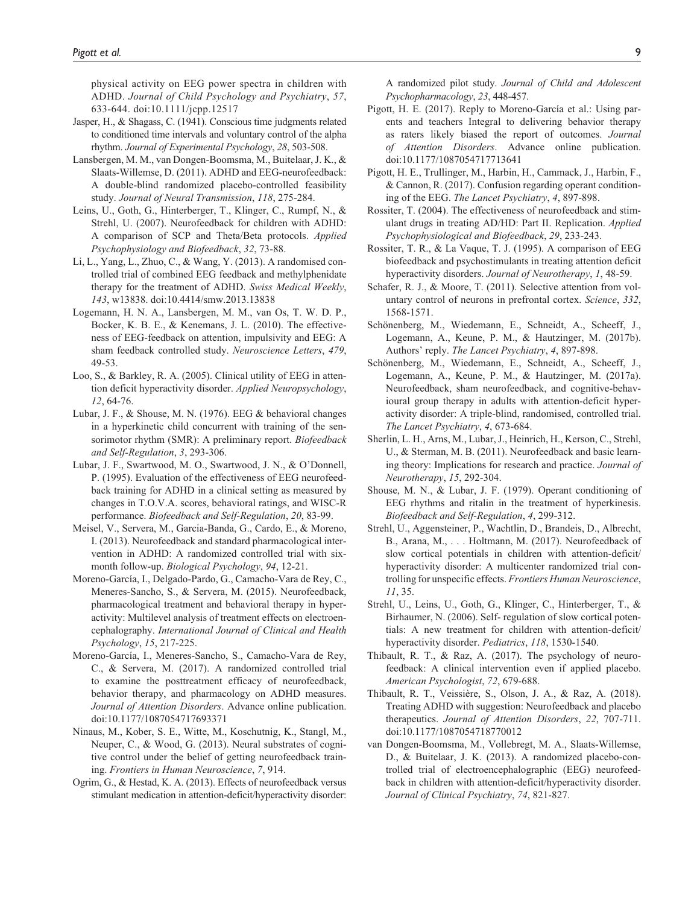physical activity on EEG power spectra in children with ADHD. *Journal of Child Psychology and Psychiatry*, *57*, 633-644. doi:10.1111/jcpp.12517

Jasper, H., & Shagass, C. (1941). Conscious time judgments related to conditioned time intervals and voluntary control of the alpha rhythm. *Journal of Experimental Psychology*, *28*, 503-508.

Lansbergen, M. M., van Dongen-Boomsma, M., Buitelaar, J. K., & Slaats-Willemse, D. (2011). ADHD and EEG-neurofeedback: A double-blind randomized placebo-controlled feasibility study. *Journal of Neural Transmission*, *118*, 275-284.

Leins, U., Goth, G., Hinterberger, T., Klinger, C., Rumpf, N., & Strehl, U. (2007). Neurofeedback for children with ADHD: A comparison of SCP and Theta/Beta protocols. *Applied Psychophysiology and Biofeedback*, *32*, 73-88.

Li, L., Yang, L., Zhuo, C., & Wang, Y. (2013). A randomised controlled trial of combined EEG feedback and methylphenidate therapy for the treatment of ADHD. *Swiss Medical Weekly*, *143*, w13838. doi:10.4414/smw.2013.13838

Logemann, H. N. A., Lansbergen, M. M., van Os, T. W. D. P., Bocker, K. B. E., & Kenemans, J. L. (2010). The effectiveness of EEG-feedback on attention, impulsivity and EEG: A sham feedback controlled study. *Neuroscience Letters*, *479*, 49-53.

Loo, S., & Barkley, R. A. (2005). Clinical utility of EEG in attention deficit hyperactivity disorder. *Applied Neuropsychology*, *12*, 64-76.

Lubar, J. F., & Shouse, M. N. (1976). EEG & behavioral changes in a hyperkinetic child concurrent with training of the sensorimotor rhythm (SMR): A preliminary report. *Biofeedback and Self-Regulation*, *3*, 293-306.

Lubar, J. F., Swartwood, M. O., Swartwood, J. N., & O'Donnell, P. (1995). Evaluation of the effectiveness of EEG neurofeedback training for ADHD in a clinical setting as measured by changes in T.O.V.A. scores, behavioral ratings, and WISC-R performance. *Biofeedback and Self-Regulation*, *20*, 83-99.

Meisel, V., Servera, M., Garcia-Banda, G., Cardo, E., & Moreno, I. (2013). Neurofeedback and standard pharmacological intervention in ADHD: A randomized controlled trial with six-month follow-up. *Biological Psychology*, *94*, 12-21.

Moreno-García, I., Delgado-Pardo, G., Camacho-Vara de Rey, C., Meneres-Sancho, S., & Servera, M. (2015). Neurofeedback, pharmacological treatment and behavioral therapy in hyperactivity: Multilevel analysis of treatment effects on electroencephalography. *International Journal of Clinical and Health Psychology*, *15*, 217-225.

Moreno-García, I., Meneres-Sancho, S., Camacho-Vara de Rey, C., & Servera, M. (2017). A randomized controlled trial to examine the posttreatment efficacy of neurofeedback, behavior therapy, and pharmacology on ADHD measures. *Journal of Attention Disorders*. Advance online publication. doi:10.1177/1087054717693371

Ninaus, M., Kober, S. E., Witte, M., Koschutnig, K., Stangl, M., Neuper, C., & Wood, G. (2013). Neural substrates of cognitive control under the belief of getting neurofeedback training. *Frontiers in Human Neuroscience*, *7*, 914.

Ogrim, G., & Hestad, K. A. (2013). Effects of neurofeedback versus stimulant medication in attention-deficit/hyperactivity disorder: A randomized pilot study. *Journal of Child and Adolescent Psychopharmacology*, *23*, 448-457.

Pigott, H. E. (2017). Reply to Moreno-García et al.: Using parents and teachers Integral to delivering behavior therapy as raters likely biased the report of outcomes. *Journal of Attention Disorders*. Advance online publication. doi:10.1177/1087054717713641

Pigott, H. E., Trullinger, M., Harbin, H., Cammack, J., Harbin, F., & Cannon, R. (2017). Confusion regarding operant conditioning of the EEG. *The Lancet Psychiatry*, *4*, 897-898.

Rossiter, T. (2004). The effectiveness of neurofeedback and stimulant drugs in treating AD/HD: Part II. Replication. *Applied Psychophysiological and Biofeedback*, *29*, 233-243.

Rossiter, T. R., & La Vaque, T. J. (1995). A comparison of EEG biofeedback and psychostimulants in treating attention deficit hyperactivity disorders. *Journal of Neurotherapy*, *1*, 48-59.

Schafer, R. J., & Moore, T. (2011). Selective attention from voluntary control of neurons in prefrontal cortex. *Science*, *332*, 1568-1571.

Schönenberg, M., Wiedemann, E., Schneidt, A., Scheeff, J., Logemann, A., Keune, P. M., & Hautzinger, M. (2017b). Authors' reply. *The Lancet Psychiatry*, *4*, 897-898.

Schönenberg, M., Wiedemann, E., Schneidt, A., Scheeff, J., Logemann, A., Keune, P. M., & Hautzinger, M. (2017a). Neurofeedback, sham neurofeedback, and cognitive-behavioural group therapy in adults with attention-deficit hyperactivity disorder: A triple-blind, randomised, controlled trial. *The Lancet Psychiatry*, *4*, 673-684.

Sherlin, L. H., Arns, M., Lubar, J., Heinrich, H., Kerson, C., Strehl, U., & Sterman, M. B. (2011). Neurofeedback and basic learning theory: Implications for research and practice. *Journal of Neurotherapy*, *15*, 292-304.

Shouse, M. N., & Lubar, J. F. (1979). Operant conditioning of EEG rhythms and ritalin in the treatment of hyperkinesis. *Biofeedback and Self-Regulation*, *4*, 299-312.

Strehl, U., Aggensteiner, P., Wachtlin, D., Brandeis, D., Albrecht, B., Arana, M., . . . Holtmann, M. (2017). Neurofeedback of slow cortical potentials in children with attention-deficit/hyperactivity disorder: A multicenter randomized trial controlling for unspecific effects. *Frontiers Human Neuroscience*, *11*, 35.

Strehl, U., Leins, U., Goth, G., Klinger, C., Hinterberger, T., & Birhaumer, N. (2006). Self- regulation of slow cortical potentials: A new treatment for children with attention-deficit/hyperactivity disorder. *Pediatrics*, *118*, 1530-1540.

Thibault, R. T., & Raz, A. (2017). The psychology of neurofeedback: A clinical intervention even if applied placebo. *American Psychologist*, *72*, 679-688.

Thibault, R. T., Veissière, S., Olson, J. A., & Raz, A. (2018). Treating ADHD with suggestion: Neurofeedback and placebo therapeutics. *Journal of Attention Disorders*, *22*, 707-711. doi:10.1177/1087054718770012

van Dongen-Boomsma, M., Vollebregt, M. A., Slaats-Willemse, D., & Buitelaar, J. K. (2013). A randomized placebo-controlled trial of electroencephalographic (EEG) neurofeedback in children with attention-deficit/hyperactivity disorder. *Journal of Clinical Psychiatry*, *74*, 821-827.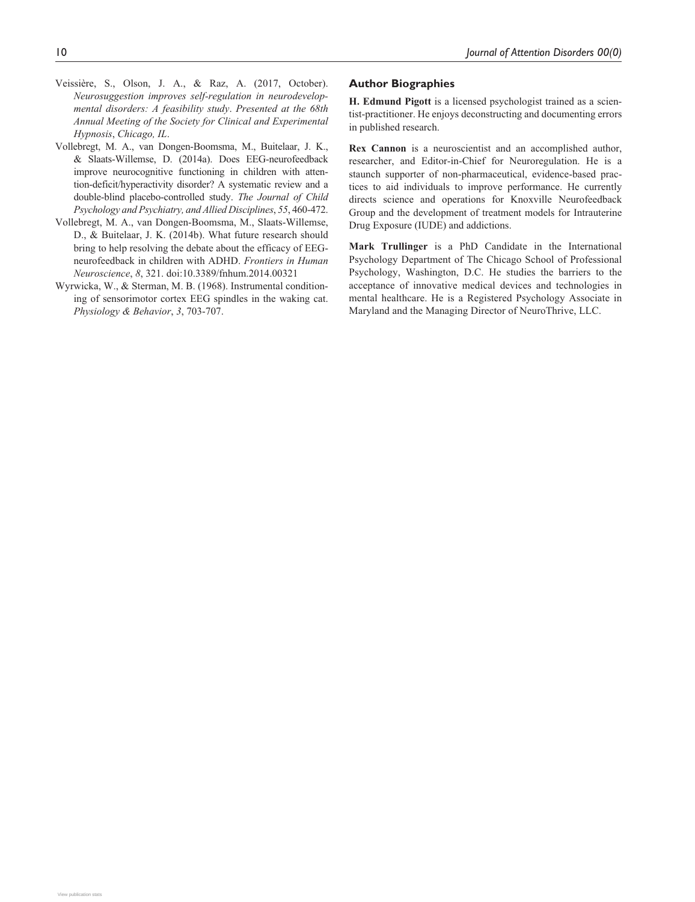Veissière, S., Olson, J. A., & Raz, A. (2017, October). *Neurosuggestion improves self-regulation in neurodevelopmental disorders: A feasibility study*. *Presented at the 68th Annual Meeting of the Society for Clinical and Experimental Hypnosis*, *Chicago, IL*.

Vollebregt, M. A., van Dongen-Boomsma, M., Buitelaar, J. K., & Slaats-Willemse, D. (2014a). Does EEG-neurofeedback improve neurocognitive functioning in children with attention-deficit/hyperactivity disorder? A systematic review and a double-blind placebo-controlled study. *The Journal of Child Psychology and Psychiatry, and Allied Disciplines*, *55*, 460-472.

Vollebregt, M. A., van Dongen-Boomsma, M., Slaats-Willemse, D., & Buitelaar, J. K. (2014b). What future research should bring to help resolving the debate about the efficacy of EEG-neurofeedback in children with ADHD. *Frontiers in Human Neuroscience*, *8*, 321. doi:10.3389/fnhum.2014.00321

Wyrwicka, W., & Sterman, M. B. (1968). Instrumental conditioning of sensorimotor cortex EEG spindles in the waking cat. *Physiology & Behavior*, *3*, 703-707.

## Author Biographies

**H. Edmund Pigott** is a licensed psychologist trained as a scientist-practitioner. He enjoys deconstructing and documenting errors in published research.

**Rex Cannon** is a neuroscientist and an accomplished author, researcher, and Editor-in-Chief for Neuroregulation. He is a staunch supporter of non-pharmaceutical, evidence-based practices to aid individuals to improve performance. He currently directs science and operations for Knoxville Neurofeedback Group and the development of treatment models for Intrauterine Drug Exposure (IUDE) and addictions.

**Mark Trullinger** is a PhD Candidate in the International Psychology Department of The Chicago School of Professional Psychology, Washington, D.C. He studies the barriers to the acceptance of innovative medical devices and technologies in mental healthcare. He is a Registered Psychology Associate in Maryland and the Managing Director of NeuroThrive, LLC.